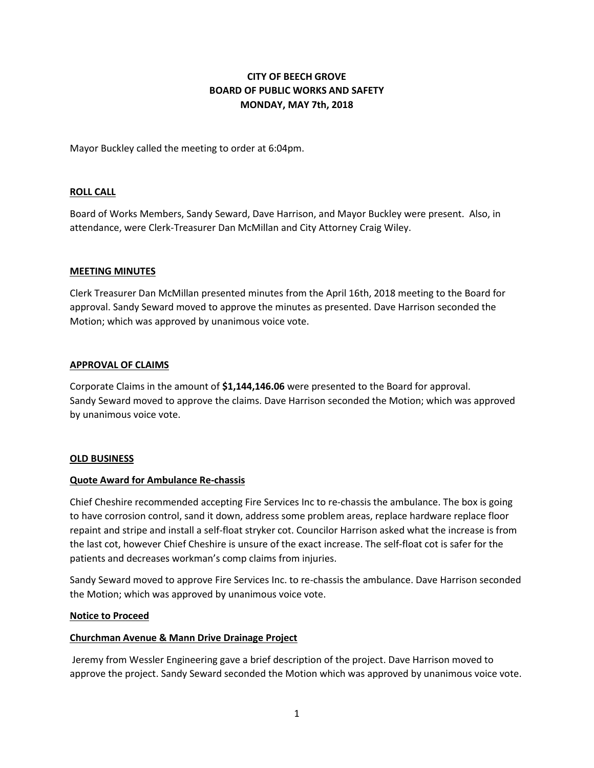# CITY OF BEECH GROVE
## BOARD OF PUBLIC WORKS AND SAFETY
## MONDAY, MAY 7th, 2018

Mayor Buckley called the meeting to order at 6:04pm.

### ROLL CALL

Board of Works Members, Sandy Seward, Dave Harrison, and Mayor Buckley were present. Also, in attendance, were Clerk-Treasurer Dan McMillan and City Attorney Craig Wiley.

### MEETING MINUTES

Clerk Treasurer Dan McMillan presented minutes from the April 16th, 2018 meeting to the Board for approval. Sandy Seward moved to approve the minutes as presented. Dave Harrison seconded the Motion; which was approved by unanimous voice vote.

### APPROVAL OF CLAIMS

Corporate Claims in the amount of **$1,144,146.06** were presented to the Board for approval. Sandy Seward moved to approve the claims. Dave Harrison seconded the Motion; which was approved by unanimous voice vote.

### OLD BUSINESS

#### Quote Award for Ambulance Re-chassis

Chief Cheshire recommended accepting Fire Services Inc to re-chassis the ambulance. The box is going to have corrosion control, sand it down, address some problem areas, replace hardware replace floor repaint and stripe and install a self-float stryker cot. Councilor Harrison asked what the increase is from the last cot, however Chief Cheshire is unsure of the exact increase. The self-float cot is safer for the patients and decreases workman's comp claims from injuries.

Sandy Seward moved to approve Fire Services Inc. to re-chassis the ambulance. Dave Harrison seconded the Motion; which was approved by unanimous voice vote.

#### Notice to Proceed

#### Churchman Avenue & Mann Drive Drainage Project

Jeremy from Wessler Engineering gave a brief description of the project. Dave Harrison moved to approve the project. Sandy Seward seconded the Motion which was approved by unanimous voice vote.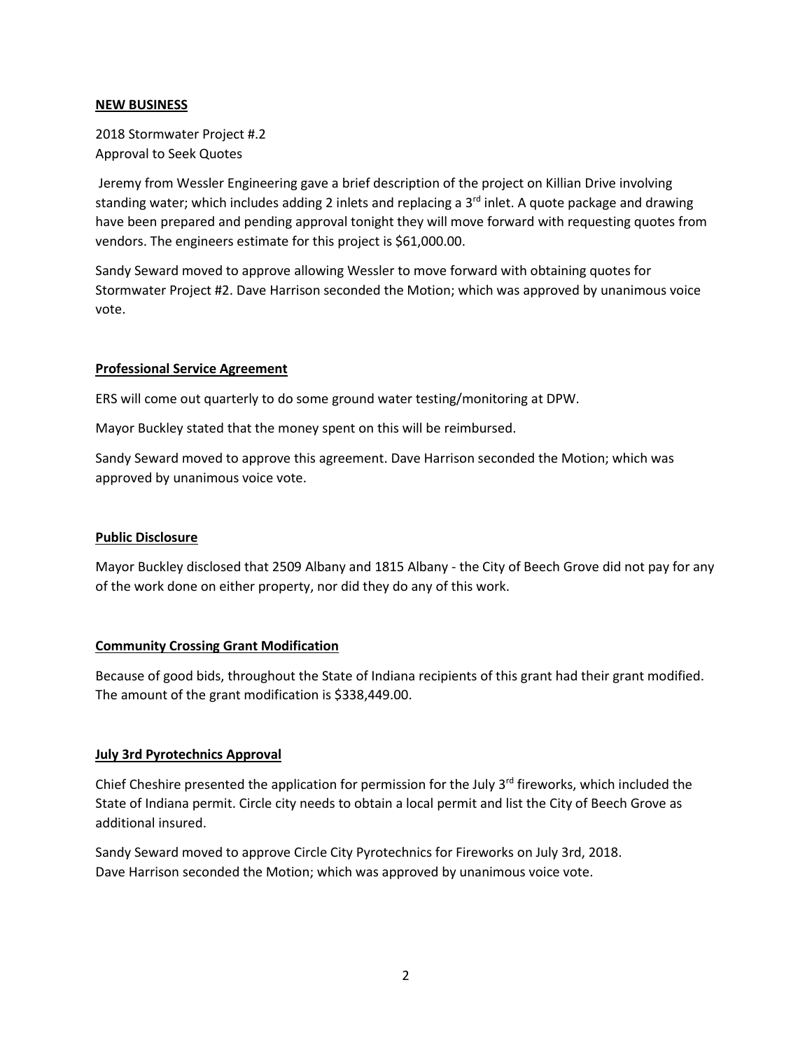**NEW BUSINESS**

2018 Stormwater Project #.2
Approval to Seek Quotes

Jeremy from Wessler Engineering gave a brief description of the project on Killian Drive involving standing water; which includes adding 2 inlets and replacing a 3rd inlet. A quote package and drawing have been prepared and pending approval tonight they will move forward with requesting quotes from vendors. The engineers estimate for this project is $61,000.00.

Sandy Seward moved to approve allowing Wessler to move forward with obtaining quotes for Stormwater Project #2. Dave Harrison seconded the Motion; which was approved by unanimous voice vote.

**Professional Service Agreement**

ERS will come out quarterly to do some ground water testing/monitoring at DPW.

Mayor Buckley stated that the money spent on this will be reimbursed.

Sandy Seward moved to approve this agreement. Dave Harrison seconded the Motion; which was approved by unanimous voice vote.

**Public Disclosure**

Mayor Buckley disclosed that 2509 Albany and 1815 Albany - the City of Beech Grove did not pay for any of the work done on either property, nor did they do any of this work.

**Community Crossing Grant Modification**

Because of good bids, throughout the State of Indiana recipients of this grant had their grant modified. The amount of the grant modification is $338,449.00.

**July 3rd Pyrotechnics Approval**

Chief Cheshire presented the application for permission for the July 3rd fireworks, which included the State of Indiana permit. Circle city needs to obtain a local permit and list the City of Beech Grove as additional insured.

Sandy Seward moved to approve Circle City Pyrotechnics for Fireworks on July 3rd, 2018.
Dave Harrison seconded the Motion; which was approved by unanimous voice vote.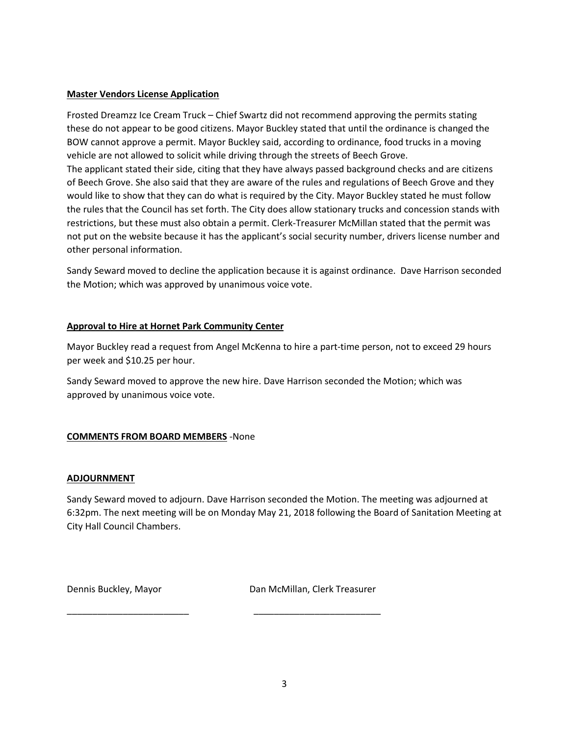**Master Vendors License Application**

Frosted Dreamzz Ice Cream Truck – Chief Swartz did not recommend approving the permits stating these do not appear to be good citizens. Mayor Buckley stated that until the ordinance is changed the BOW cannot approve a permit. Mayor Buckley said, according to ordinance, food trucks in a moving vehicle are not allowed to solicit while driving through the streets of Beech Grove.
The applicant stated their side, citing that they have always passed background checks and are citizens of Beech Grove. She also said that they are aware of the rules and regulations of Beech Grove and they would like to show that they can do what is required by the City. Mayor Buckley stated he must follow the rules that the Council has set forth. The City does allow stationary trucks and concession stands with restrictions, but these must also obtain a permit. Clerk-Treasurer McMillan stated that the permit was not put on the website because it has the applicant's social security number, drivers license number and other personal information.

Sandy Seward moved to decline the application because it is against ordinance. Dave Harrison seconded the Motion; which was approved by unanimous voice vote.

**Approval to Hire at Hornet Park Community Center**

Mayor Buckley read a request from Angel McKenna to hire a part-time person, not to exceed 29 hours per week and $10.25 per hour.

Sandy Seward moved to approve the new hire. Dave Harrison seconded the Motion; which was approved by unanimous voice vote.

**COMMENTS FROM BOARD MEMBERS** -None

**ADJOURNMENT**

Sandy Seward moved to adjourn. Dave Harrison seconded the Motion. The meeting was adjourned at 6:32pm. The next meeting will be on Monday May 21, 2018 following the Board of Sanitation Meeting at City Hall Council Chambers.

Dennis Buckley, Mayor

________________________

Dan McMillan, Clerk Treasurer

________________________